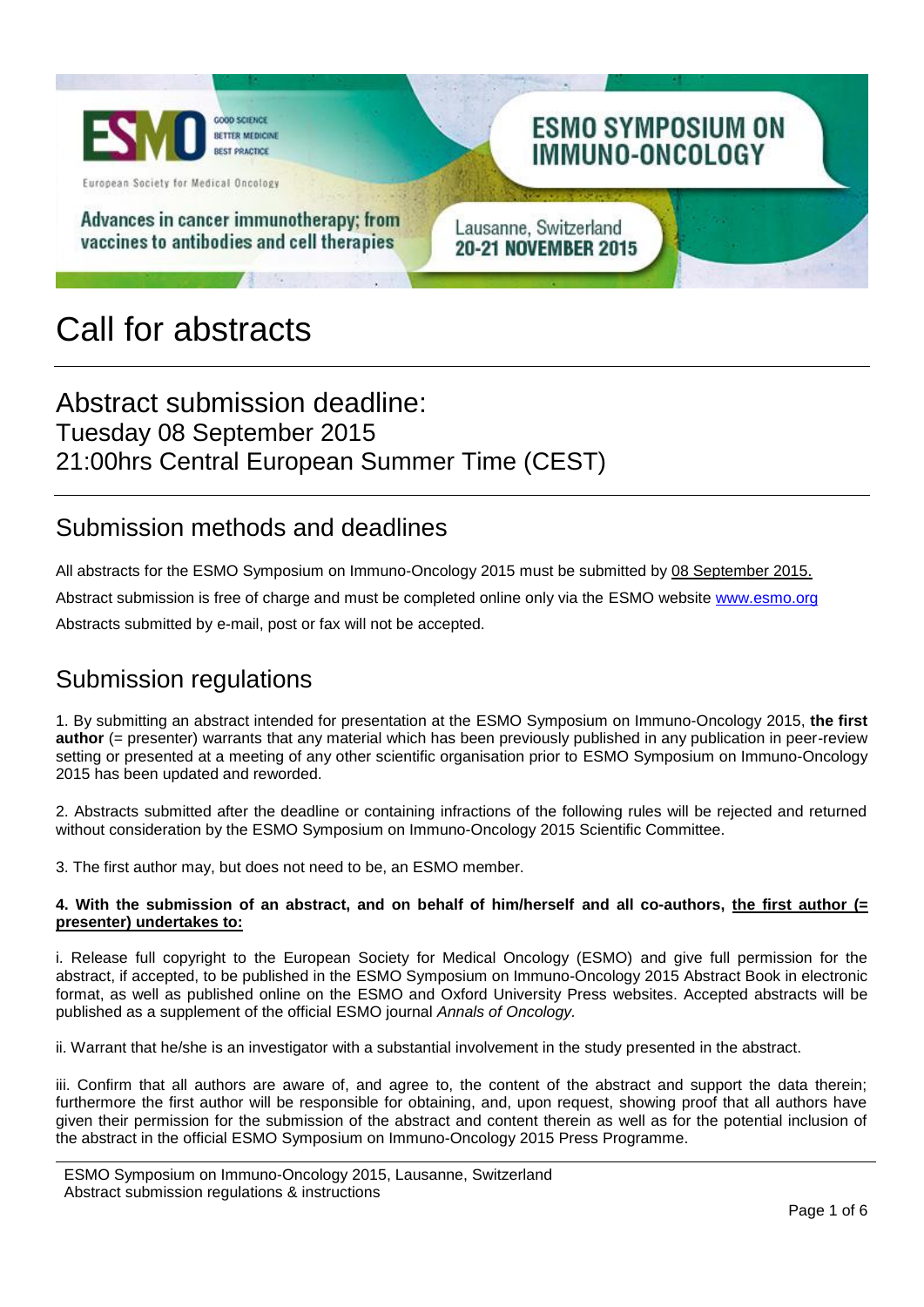# ESMO SYMPOSIUM ON IMMUNO-ONCOLOGY

Advances in cancer immunotherapy; from vaccines to antibodies and cell therapies

Lausanne, Switzerland
**20-21 NOVEMBER 2015**

# Call for abstracts

## Abstract submission deadline:

Tuesday 08 September 2015
21:00hrs Central European Summer Time (CEST)

## Submission methods and deadlines

All abstracts for the ESMO Symposium on Immuno-Oncology 2015 must be submitted by 08 September 2015.

Abstract submission is free of charge and must be completed online only via the ESMO website www.esmo.org

Abstracts submitted by e-mail, post or fax will not be accepted.

## Submission regulations

1. By submitting an abstract intended for presentation at the ESMO Symposium on Immuno-Oncology 2015, **the first author** (= presenter) warrants that any material which has been previously published in any publication in peer-review setting or presented at a meeting of any other scientific organisation prior to ESMO Symposium on Immuno-Oncology 2015 has been updated and reworded.

2. Abstracts submitted after the deadline or containing infractions of the following rules will be rejected and returned without consideration by the ESMO Symposium on Immuno-Oncology 2015 Scientific Committee.

3. The first author may, but does not need to be, an ESMO member.

**4. With the submission of an abstract, and on behalf of him/herself and all co-authors, the first author (= presenter) undertakes to:**

i. Release full copyright to the European Society for Medical Oncology (ESMO) and give full permission for the abstract, if accepted, to be published in the ESMO Symposium on Immuno-Oncology 2015 Abstract Book in electronic format, as well as published online on the ESMO and Oxford University Press websites. Accepted abstracts will be published as a supplement of the official ESMO journal *Annals of Oncology*.

ii. Warrant that he/she is an investigator with a substantial involvement in the study presented in the abstract.

iii. Confirm that all authors are aware of, and agree to, the content of the abstract and support the data therein; furthermore the first author will be responsible for obtaining, and, upon request, showing proof that all authors have given their permission for the submission of the abstract and content therein as well as for the potential inclusion of the abstract in the official ESMO Symposium on Immuno-Oncology 2015 Press Programme.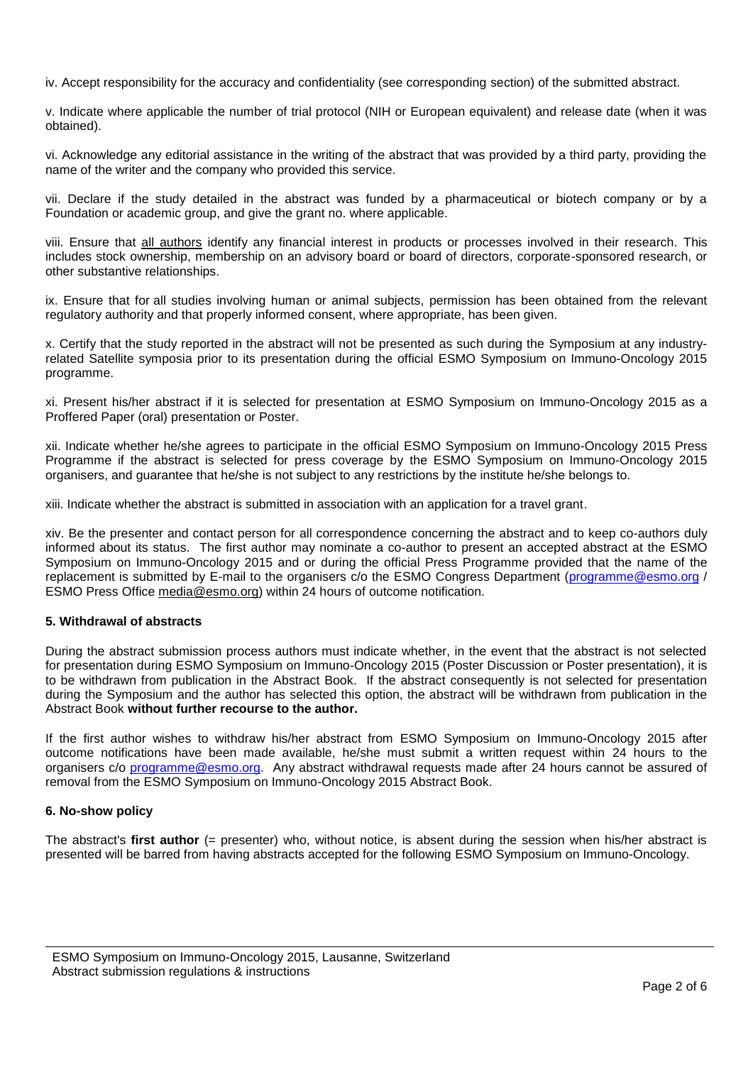iv. Accept responsibility for the accuracy and confidentiality (see corresponding section) of the submitted abstract.

v. Indicate where applicable the number of trial protocol (NIH or European equivalent) and release date (when it was obtained).

vi. Acknowledge any editorial assistance in the writing of the abstract that was provided by a third party, providing the name of the writer and the company who provided this service.

vii. Declare if the study detailed in the abstract was funded by a pharmaceutical or biotech company or by a Foundation or academic group, and give the grant no. where applicable.

viii. Ensure that all authors identify any financial interest in products or processes involved in their research. This includes stock ownership, membership on an advisory board or board of directors, corporate-sponsored research, or other substantive relationships.

ix. Ensure that for all studies involving human or animal subjects, permission has been obtained from the relevant regulatory authority and that properly informed consent, where appropriate, has been given.

x. Certify that the study reported in the abstract will not be presented as such during the Symposium at any industry-related Satellite symposia prior to its presentation during the official ESMO Symposium on Immuno-Oncology 2015 programme.

xi. Present his/her abstract if it is selected for presentation at ESMO Symposium on Immuno-Oncology 2015 as a Proffered Paper (oral) presentation or Poster.

xii. Indicate whether he/she agrees to participate in the official ESMO Symposium on Immuno-Oncology 2015 Press Programme if the abstract is selected for press coverage by the ESMO Symposium on Immuno-Oncology 2015 organisers, and guarantee that he/she is not subject to any restrictions by the institute he/she belongs to.

xiii. Indicate whether the abstract is submitted in association with an application for a travel grant.

xiv. Be the presenter and contact person for all correspondence concerning the abstract and to keep co-authors duly informed about its status. The first author may nominate a co-author to present an accepted abstract at the ESMO Symposium on Immuno-Oncology 2015 and or during the official Press Programme provided that the name of the replacement is submitted by E-mail to the organisers c/o the ESMO Congress Department (programme@esmo.org / ESMO Press Office media@esmo.org) within 24 hours of outcome notification.

**5. Withdrawal of abstracts**

During the abstract submission process authors must indicate whether, in the event that the abstract is not selected for presentation during ESMO Symposium on Immuno-Oncology 2015 (Poster Discussion or Poster presentation), it is to be withdrawn from publication in the Abstract Book. If the abstract consequently is not selected for presentation during the Symposium and the author has selected this option, the abstract will be withdrawn from publication in the Abstract Book **without further recourse to the author.**

If the first author wishes to withdraw his/her abstract from ESMO Symposium on Immuno-Oncology 2015 after outcome notifications have been made available, he/she must submit a written request within 24 hours to the organisers c/o programme@esmo.org. Any abstract withdrawal requests made after 24 hours cannot be assured of removal from the ESMO Symposium on Immuno-Oncology 2015 Abstract Book.

**6. No-show policy**

The abstract's **first author** (= presenter) who, without notice, is absent during the session when his/her abstract is presented will be barred from having abstracts accepted for the following ESMO Symposium on Immuno-Oncology.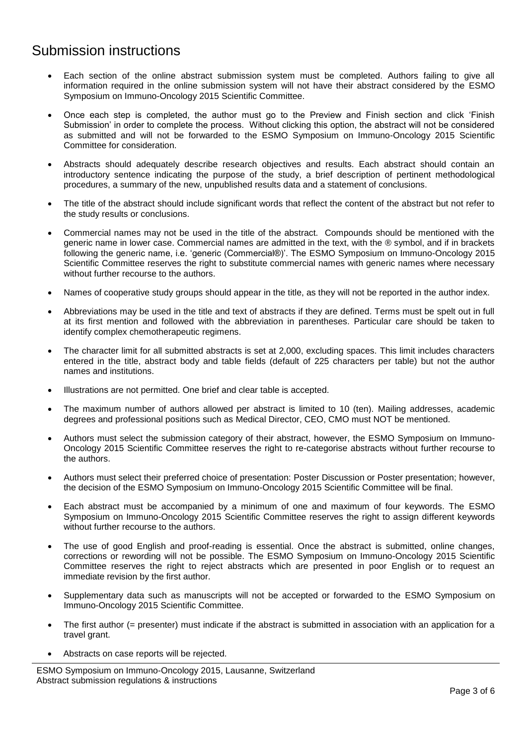# Submission instructions

- Each section of the online abstract submission system must be completed. Authors failing to give all information required in the online submission system will not have their abstract considered by the ESMO Symposium on Immuno-Oncology 2015 Scientific Committee.
- Once each step is completed, the author must go to the Preview and Finish section and click 'Finish Submission' in order to complete the process. Without clicking this option, the abstract will not be considered as submitted and will not be forwarded to the ESMO Symposium on Immuno-Oncology 2015 Scientific Committee for consideration.
- Abstracts should adequately describe research objectives and results. Each abstract should contain an introductory sentence indicating the purpose of the study, a brief description of pertinent methodological procedures, a summary of the new, unpublished results data and a statement of conclusions.
- The title of the abstract should include significant words that reflect the content of the abstract but not refer to the study results or conclusions.
- Commercial names may not be used in the title of the abstract. Compounds should be mentioned with the generic name in lower case. Commercial names are admitted in the text, with the ® symbol, and if in brackets following the generic name, i.e. 'generic (Commercial®)'. The ESMO Symposium on Immuno-Oncology 2015 Scientific Committee reserves the right to substitute commercial names with generic names where necessary without further recourse to the authors.
- Names of cooperative study groups should appear in the title, as they will not be reported in the author index.
- Abbreviations may be used in the title and text of abstracts if they are defined. Terms must be spelt out in full at its first mention and followed with the abbreviation in parentheses. Particular care should be taken to identify complex chemotherapeutic regimens.
- The character limit for all submitted abstracts is set at 2,000, excluding spaces. This limit includes characters entered in the title, abstract body and table fields (default of 225 characters per table) but not the author names and institutions.
- Illustrations are not permitted. One brief and clear table is accepted.
- The maximum number of authors allowed per abstract is limited to 10 (ten). Mailing addresses, academic degrees and professional positions such as Medical Director, CEO, CMO must NOT be mentioned.
- Authors must select the submission category of their abstract, however, the ESMO Symposium on Immuno-Oncology 2015 Scientific Committee reserves the right to re-categorise abstracts without further recourse to the authors.
- Authors must select their preferred choice of presentation: Poster Discussion or Poster presentation; however, the decision of the ESMO Symposium on Immuno-Oncology 2015 Scientific Committee will be final.
- Each abstract must be accompanied by a minimum of one and maximum of four keywords. The ESMO Symposium on Immuno-Oncology 2015 Scientific Committee reserves the right to assign different keywords without further recourse to the authors.
- The use of good English and proof-reading is essential. Once the abstract is submitted, online changes, corrections or rewording will not be possible. The ESMO Symposium on Immuno-Oncology 2015 Scientific Committee reserves the right to reject abstracts which are presented in poor English or to request an immediate revision by the first author.
- Supplementary data such as manuscripts will not be accepted or forwarded to the ESMO Symposium on Immuno-Oncology 2015 Scientific Committee.
- The first author (= presenter) must indicate if the abstract is submitted in association with an application for a travel grant.
- Abstracts on case reports will be rejected.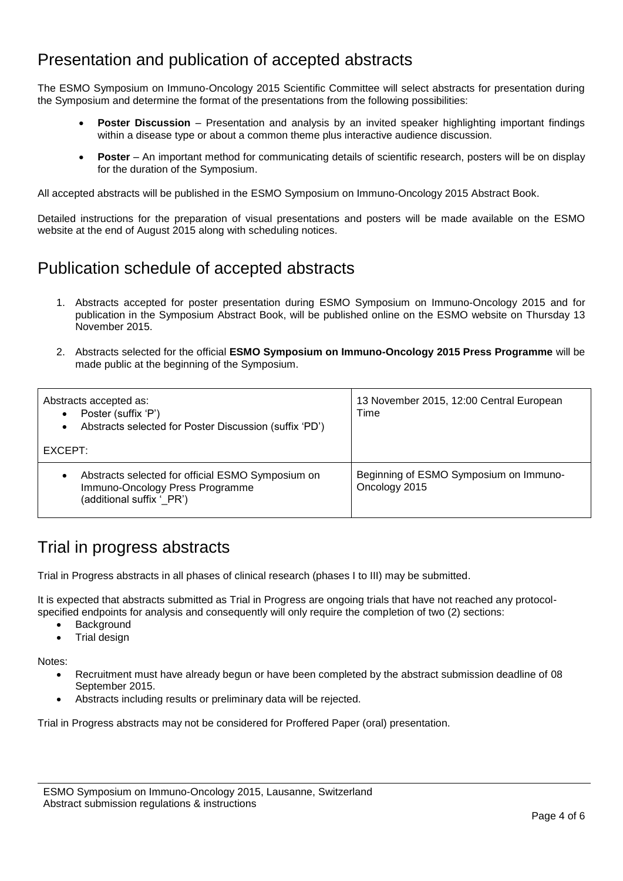## Presentation and publication of accepted abstracts

The ESMO Symposium on Immuno-Oncology 2015 Scientific Committee will select abstracts for presentation during the Symposium and determine the format of the presentations from the following possibilities:

- **Poster Discussion** – Presentation and analysis by an invited speaker highlighting important findings within a disease type or about a common theme plus interactive audience discussion.
- **Poster** – An important method for communicating details of scientific research, posters will be on display for the duration of the Symposium.

All accepted abstracts will be published in the ESMO Symposium on Immuno-Oncology 2015 Abstract Book.

Detailed instructions for the preparation of visual presentations and posters will be made available on the ESMO website at the end of August 2015 along with scheduling notices.

## Publication schedule of accepted abstracts

1. Abstracts accepted for poster presentation during ESMO Symposium on Immuno-Oncology 2015 and for publication in the Symposium Abstract Book, will be published online on the ESMO website on Thursday 13 November 2015.
2. Abstracts selected for the official **ESMO Symposium on Immuno-Oncology 2015 Press Programme** will be made public at the beginning of the Symposium.

| Abstracts accepted as: | |
|---|---|
| • Poster (suffix 'P')<br>• Abstracts selected for Poster Discussion (suffix 'PD')<br><br>EXCEPT: | 13 November 2015, 12:00 Central European Time |
| • Abstracts selected for official ESMO Symposium on Immuno-Oncology Press Programme (additional suffix '_PR') | Beginning of ESMO Symposium on Immuno-Oncology 2015 |

## Trial in progress abstracts

Trial in Progress abstracts in all phases of clinical research (phases I to III) may be submitted.

It is expected that abstracts submitted as Trial in Progress are ongoing trials that have not reached any protocol-specified endpoints for analysis and consequently will only require the completion of two (2) sections:

- Background
- Trial design

Notes:

- Recruitment must have already begun or have been completed by the abstract submission deadline of 08 September 2015.
- Abstracts including results or preliminary data will be rejected.

Trial in Progress abstracts may not be considered for Proffered Paper (oral) presentation.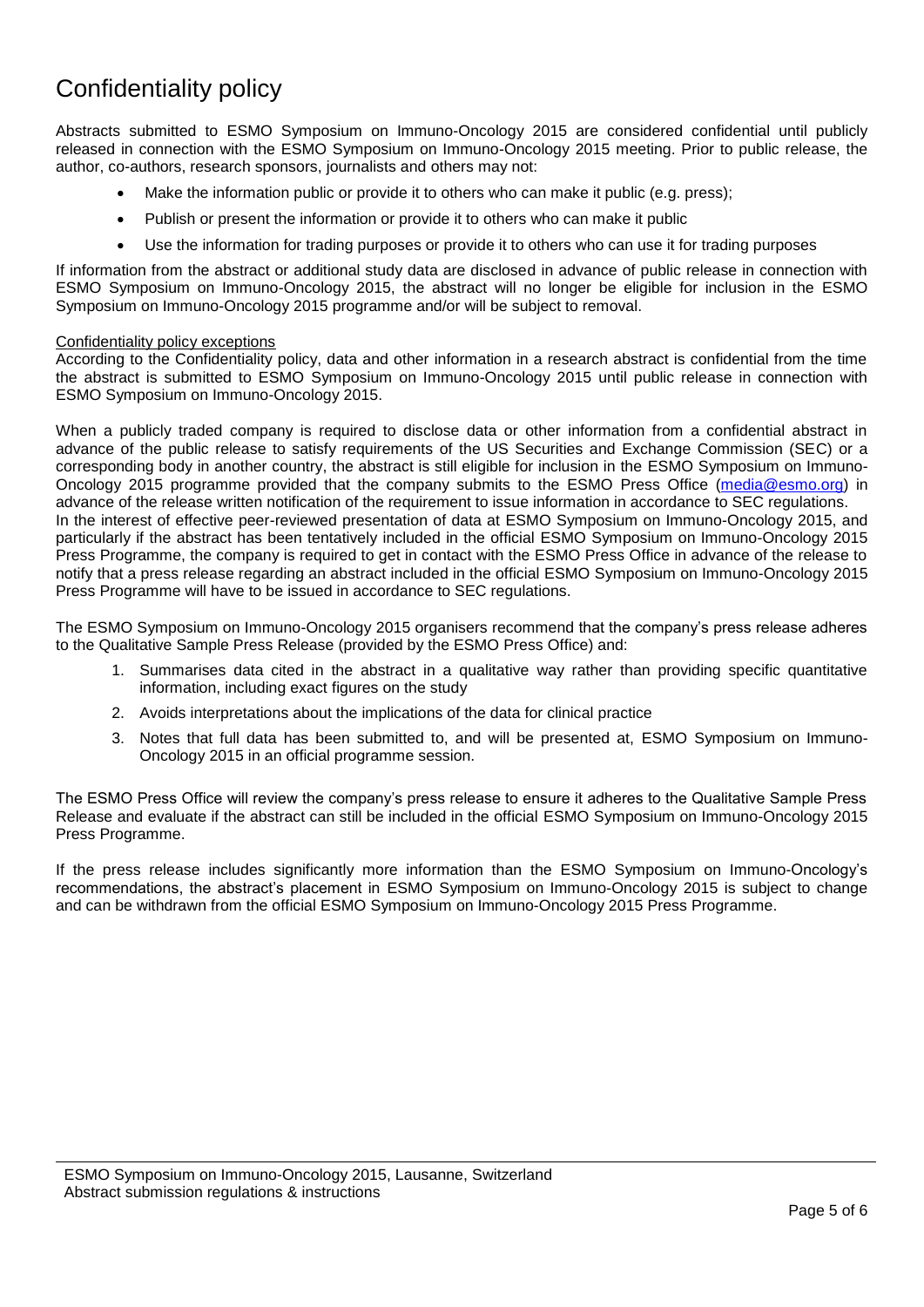# Confidentiality policy

Abstracts submitted to ESMO Symposium on Immuno-Oncology 2015 are considered confidential until publicly released in connection with the ESMO Symposium on Immuno-Oncology 2015 meeting. Prior to public release, the author, co-authors, research sponsors, journalists and others may not:

- Make the information public or provide it to others who can make it public (e.g. press);
- Publish or present the information or provide it to others who can make it public
- Use the information for trading purposes or provide it to others who can use it for trading purposes

If information from the abstract or additional study data are disclosed in advance of public release in connection with ESMO Symposium on Immuno-Oncology 2015, the abstract will no longer be eligible for inclusion in the ESMO Symposium on Immuno-Oncology 2015 programme and/or will be subject to removal.

<u>Confidentiality policy exceptions</u>

According to the Confidentiality policy, data and other information in a research abstract is confidential from the time the abstract is submitted to ESMO Symposium on Immuno-Oncology 2015 until public release in connection with ESMO Symposium on Immuno-Oncology 2015.

When a publicly traded company is required to disclose data or other information from a confidential abstract in advance of the public release to satisfy requirements of the US Securities and Exchange Commission (SEC) or a corresponding body in another country, the abstract is still eligible for inclusion in the ESMO Symposium on Immuno-Oncology 2015 programme provided that the company submits to the ESMO Press Office (media@esmo.org) in advance of the release written notification of the requirement to issue information in accordance to SEC regulations.
In the interest of effective peer-reviewed presentation of data at ESMO Symposium on Immuno-Oncology 2015, and particularly if the abstract has been tentatively included in the official ESMO Symposium on Immuno-Oncology 2015 Press Programme, the company is required to get in contact with the ESMO Press Office in advance of the release to notify that a press release regarding an abstract included in the official ESMO Symposium on Immuno-Oncology 2015 Press Programme will have to be issued in accordance to SEC regulations.

The ESMO Symposium on Immuno-Oncology 2015 organisers recommend that the company's press release adheres to the Qualitative Sample Press Release (provided by the ESMO Press Office) and:

1. Summarises data cited in the abstract in a qualitative way rather than providing specific quantitative information, including exact figures on the study
2. Avoids interpretations about the implications of the data for clinical practice
3. Notes that full data has been submitted to, and will be presented at, ESMO Symposium on Immuno-Oncology 2015 in an official programme session.

The ESMO Press Office will review the company's press release to ensure it adheres to the Qualitative Sample Press Release and evaluate if the abstract can still be included in the official ESMO Symposium on Immuno-Oncology 2015 Press Programme.

If the press release includes significantly more information than the ESMO Symposium on Immuno-Oncology's recommendations, the abstract's placement in ESMO Symposium on Immuno-Oncology 2015 is subject to change and can be withdrawn from the official ESMO Symposium on Immuno-Oncology 2015 Press Programme.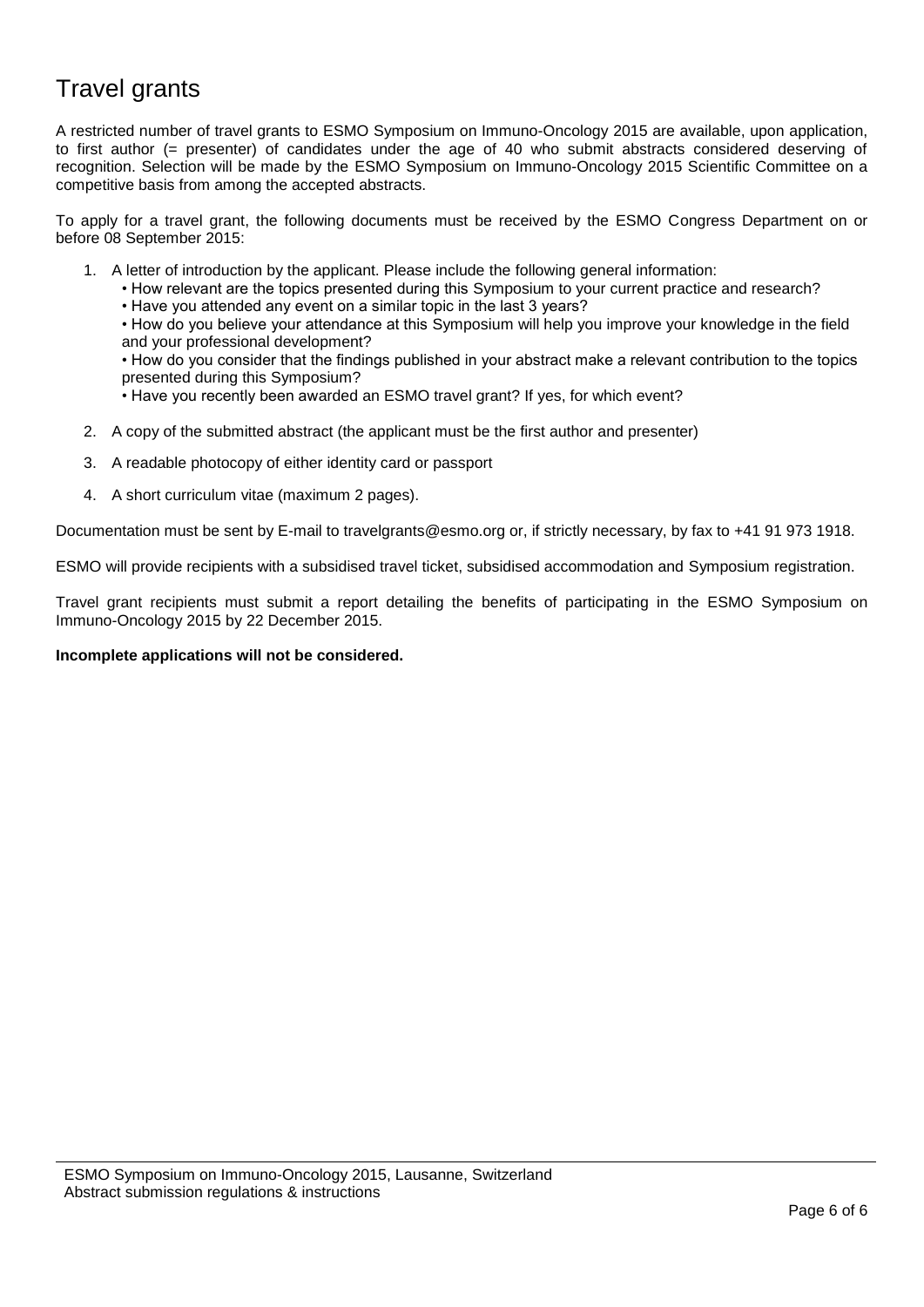# Travel grants

A restricted number of travel grants to ESMO Symposium on Immuno-Oncology 2015 are available, upon application, to first author (= presenter) of candidates under the age of 40 who submit abstracts considered deserving of recognition. Selection will be made by the ESMO Symposium on Immuno-Oncology 2015 Scientific Committee on a competitive basis from among the accepted abstracts.

To apply for a travel grant, the following documents must be received by the ESMO Congress Department on or before 08 September 2015:

1. A letter of introduction by the applicant. Please include the following general information:
   • How relevant are the topics presented during this Symposium to your current practice and research?
   • Have you attended any event on a similar topic in the last 3 years?
   • How do you believe your attendance at this Symposium will help you improve your knowledge in the field and your professional development?
   • How do you consider that the findings published in your abstract make a relevant contribution to the topics presented during this Symposium?
   • Have you recently been awarded an ESMO travel grant? If yes, for which event?

2. A copy of the submitted abstract (the applicant must be the first author and presenter)

3. A readable photocopy of either identity card or passport

4. A short curriculum vitae (maximum 2 pages).

Documentation must be sent by E-mail to travelgrants@esmo.org or, if strictly necessary, by fax to +41 91 973 1918.

ESMO will provide recipients with a subsidised travel ticket, subsidised accommodation and Symposium registration.

Travel grant recipients must submit a report detailing the benefits of participating in the ESMO Symposium on Immuno-Oncology 2015 by 22 December 2015.

**Incomplete applications will not be considered.**